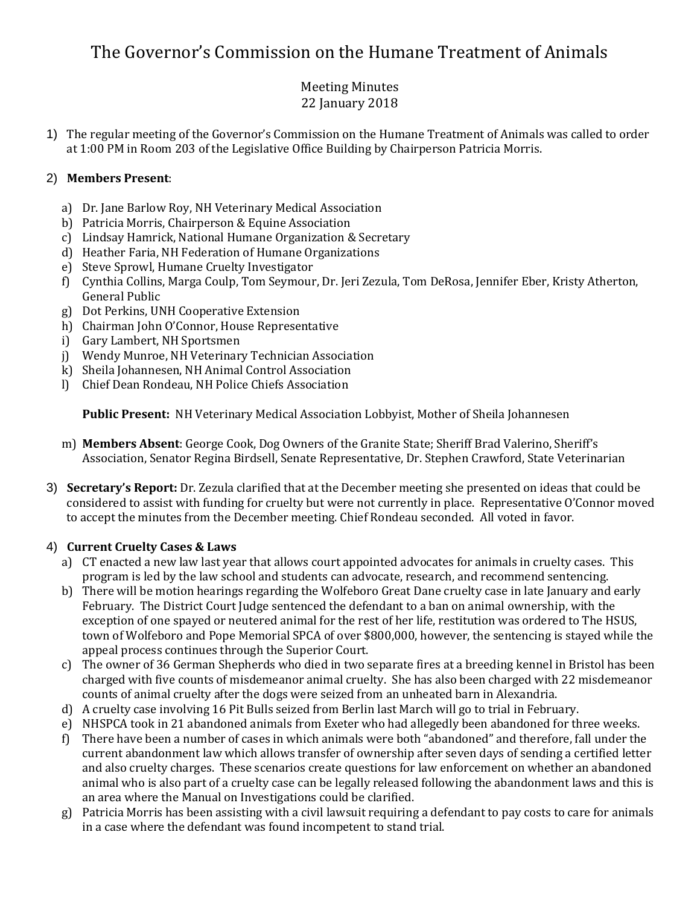# The Governor's Commission on the Humane Treatment of Animals

Meeting Minutes
22 January 2018

1) The regular meeting of the Governor's Commission on the Humane Treatment of Animals was called to order at 1:00 PM in Room 203 of the Legislative Office Building by Chairperson Patricia Morris.

2) **Members Present**:

   a) Dr. Jane Barlow Roy, NH Veterinary Medical Association
   b) Patricia Morris, Chairperson & Equine Association
   c) Lindsay Hamrick, National Humane Organization & Secretary
   d) Heather Faria, NH Federation of Humane Organizations
   e) Steve Sprowl, Humane Cruelty Investigator
   f) Cynthia Collins, Marga Coulp, Tom Seymour, Dr. Jeri Zezula, Tom DeRosa, Jennifer Eber, Kristy Atherton, General Public
   g) Dot Perkins, UNH Cooperative Extension
   h) Chairman John O'Connor, House Representative
   i) Gary Lambert, NH Sportsmen
   j) Wendy Munroe, NH Veterinary Technician Association
   k) Sheila Johannesen, NH Animal Control Association
   l) Chief Dean Rondeau, NH Police Chiefs Association

   **Public Present:** NH Veterinary Medical Association Lobbyist, Mother of Sheila Johannesen

   m) **Members Absent**: George Cook, Dog Owners of the Granite State; Sheriff Brad Valerino, Sheriff's Association, Senator Regina Birdsell, Senate Representative, Dr. Stephen Crawford, State Veterinarian

3) **Secretary's Report:** Dr. Zezula clarified that at the December meeting she presented on ideas that could be considered to assist with funding for cruelty but were not currently in place. Representative O'Connor moved to accept the minutes from the December meeting. Chief Rondeau seconded. All voted in favor.

4) **Current Cruelty Cases & Laws**
   a) CT enacted a new law last year that allows court appointed advocates for animals in cruelty cases. This program is led by the law school and students can advocate, research, and recommend sentencing.
   b) There will be motion hearings regarding the Wolfeboro Great Dane cruelty case in late January and early February. The District Court Judge sentenced the defendant to a ban on animal ownership, with the exception of one spayed or neutered animal for the rest of her life, restitution was ordered to The HSUS, town of Wolfeboro and Pope Memorial SPCA of over $800,000, however, the sentencing is stayed while the appeal process continues through the Superior Court.
   c) The owner of 36 German Shepherds who died in two separate fires at a breeding kennel in Bristol has been charged with five counts of misdemeanor animal cruelty. She has also been charged with 22 misdemeanor counts of animal cruelty after the dogs were seized from an unheated barn in Alexandria.
   d) A cruelty case involving 16 Pit Bulls seized from Berlin last March will go to trial in February.
   e) NHSPCA took in 21 abandoned animals from Exeter who had allegedly been abandoned for three weeks.
   f) There have been a number of cases in which animals were both "abandoned" and therefore, fall under the current abandonment law which allows transfer of ownership after seven days of sending a certified letter and also cruelty charges. These scenarios create questions for law enforcement on whether an abandoned animal who is also part of a cruelty case can be legally released following the abandonment laws and this is an area where the Manual on Investigations could be clarified.
   g) Patricia Morris has been assisting with a civil lawsuit requiring a defendant to pay costs to care for animals in a case where the defendant was found incompetent to stand trial.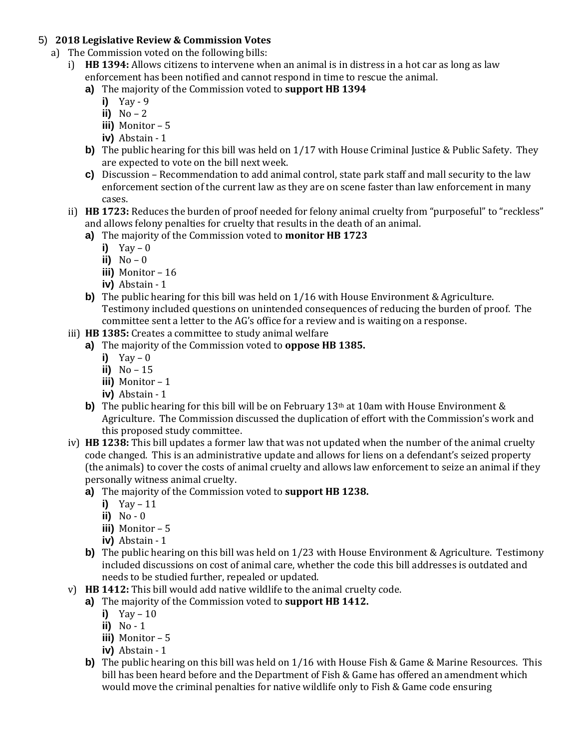5) **2018 Legislative Review & Commission Votes**

   a) The Commission voted on the following bills:

      i) **HB 1394:** Allows citizens to intervene when an animal is in distress in a hot car as long as law enforcement has been notified and cannot respond in time to rescue the animal.

         **a)** The majority of the Commission voted to **support HB 1394**

            **i)** Yay - 9

            **ii)** No – 2

            **iii)** Monitor – 5

            **iv)** Abstain - 1

         **b)** The public hearing for this bill was held on 1/17 with House Criminal Justice & Public Safety. They are expected to vote on the bill next week.

         **c)** Discussion – Recommendation to add animal control, state park staff and mall security to the law enforcement section of the current law as they are on scene faster than law enforcement in many cases.

      ii) **HB 1723:** Reduces the burden of proof needed for felony animal cruelty from "purposeful" to "reckless" and allows felony penalties for cruelty that results in the death of an animal.

         **a)** The majority of the Commission voted to **monitor HB 1723**

            **i)** Yay – 0

            **ii)** No – 0

            **iii)** Monitor – 16

            **iv)** Abstain - 1

         **b)** The public hearing for this bill was held on 1/16 with House Environment & Agriculture. Testimony included questions on unintended consequences of reducing the burden of proof. The committee sent a letter to the AG's office for a review and is waiting on a response.

      iii) **HB 1385:** Creates a committee to study animal welfare

         **a)** The majority of the Commission voted to **oppose HB 1385.**

            **i)** Yay – 0

            **ii)** No – 15

            **iii)** Monitor – 1

            **iv)** Abstain - 1

         **b)** The public hearing for this bill will be on February 13th at 10am with House Environment & Agriculture. The Commission discussed the duplication of effort with the Commission's work and this proposed study committee.

      iv) **HB 1238:** This bill updates a former law that was not updated when the number of the animal cruelty code changed. This is an administrative update and allows for liens on a defendant's seized property (the animals) to cover the costs of animal cruelty and allows law enforcement to seize an animal if they personally witness animal cruelty.

         **a)** The majority of the Commission voted to **support HB 1238.**

            **i)** Yay – 11

            **ii)** No - 0

            **iii)** Monitor – 5

            **iv)** Abstain - 1

         **b)** The public hearing on this bill was held on 1/23 with House Environment & Agriculture. Testimony included discussions on cost of animal care, whether the code this bill addresses is outdated and needs to be studied further, repealed or updated.

      v) **HB 1412:** This bill would add native wildlife to the animal cruelty code.

         **a)** The majority of the Commission voted to **support HB 1412.**

            **i)** Yay – 10

            **ii)** No - 1

            **iii)** Monitor – 5

            **iv)** Abstain - 1

         **b)** The public hearing on this bill was held on 1/16 with House Fish & Game & Marine Resources. This bill has been heard before and the Department of Fish & Game has offered an amendment which would move the criminal penalties for native wildlife only to Fish & Game code ensuring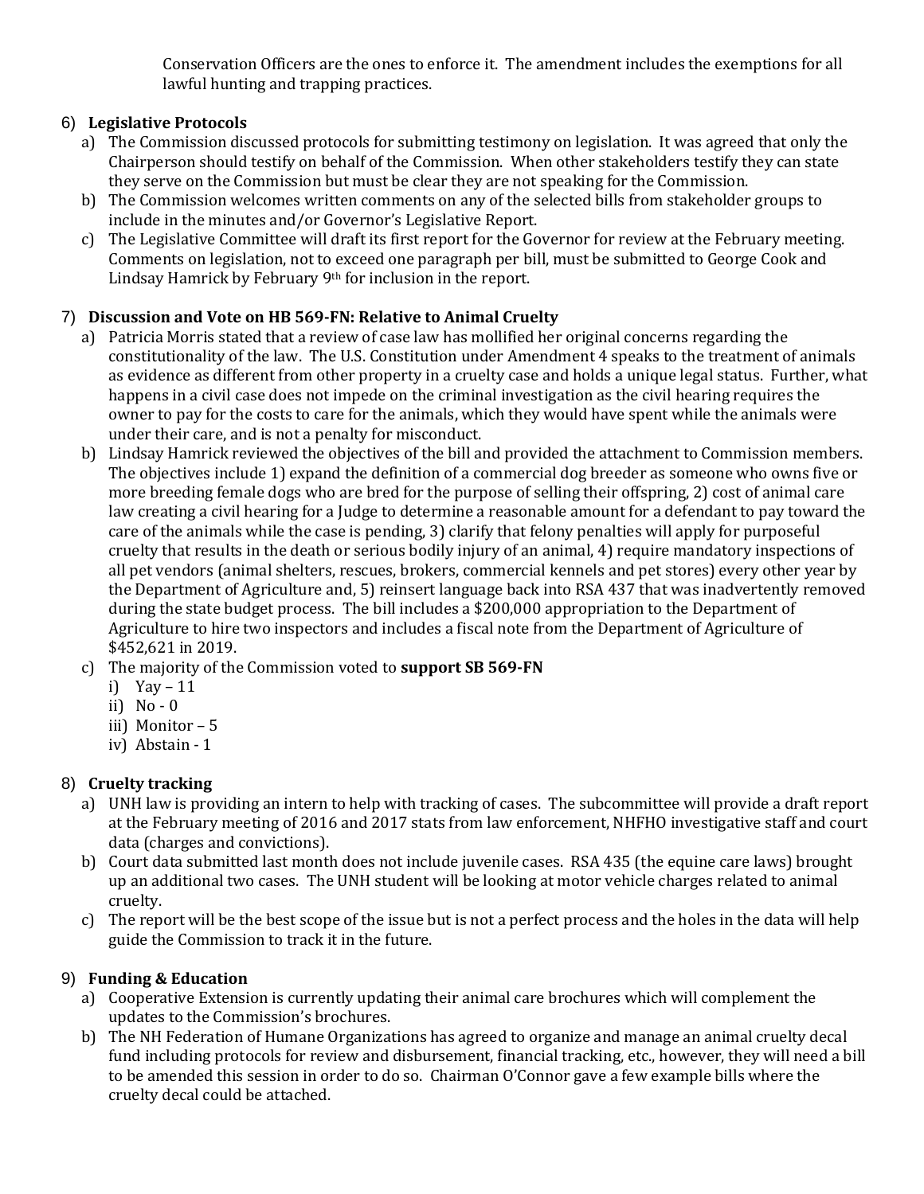Conservation Officers are the ones to enforce it. The amendment includes the exemptions for all lawful hunting and trapping practices.

6) **Legislative Protocols**
   a) The Commission discussed protocols for submitting testimony on legislation. It was agreed that only the Chairperson should testify on behalf of the Commission. When other stakeholders testify they can state they serve on the Commission but must be clear they are not speaking for the Commission.
   b) The Commission welcomes written comments on any of the selected bills from stakeholder groups to include in the minutes and/or Governor's Legislative Report.
   c) The Legislative Committee will draft its first report for the Governor for review at the February meeting. Comments on legislation, not to exceed one paragraph per bill, must be submitted to George Cook and Lindsay Hamrick by February 9th for inclusion in the report.

7) **Discussion and Vote on HB 569-FN: Relative to Animal Cruelty**
   a) Patricia Morris stated that a review of case law has mollified her original concerns regarding the constitutionality of the law. The U.S. Constitution under Amendment 4 speaks to the treatment of animals as evidence as different from other property in a cruelty case and holds a unique legal status. Further, what happens in a civil case does not impede on the criminal investigation as the civil hearing requires the owner to pay for the costs to care for the animals, which they would have spent while the animals were under their care, and is not a penalty for misconduct.
   b) Lindsay Hamrick reviewed the objectives of the bill and provided the attachment to Commission members. The objectives include 1) expand the definition of a commercial dog breeder as someone who owns five or more breeding female dogs who are bred for the purpose of selling their offspring, 2) cost of animal care law creating a civil hearing for a Judge to determine a reasonable amount for a defendant to pay toward the care of the animals while the case is pending, 3) clarify that felony penalties will apply for purposeful cruelty that results in the death or serious bodily injury of an animal, 4) require mandatory inspections of all pet vendors (animal shelters, rescues, brokers, commercial kennels and pet stores) every other year by the Department of Agriculture and, 5) reinsert language back into RSA 437 that was inadvertently removed during the state budget process. The bill includes a $200,000 appropriation to the Department of Agriculture to hire two inspectors and includes a fiscal note from the Department of Agriculture of $452,621 in 2019.
   c) The majority of the Commission voted to **support SB 569-FN**
      i) Yay – 11
      ii) No - 0
      iii) Monitor – 5
      iv) Abstain - 1

8) **Cruelty tracking**
   a) UNH law is providing an intern to help with tracking of cases. The subcommittee will provide a draft report at the February meeting of 2016 and 2017 stats from law enforcement, NHFHO investigative staff and court data (charges and convictions).
   b) Court data submitted last month does not include juvenile cases. RSA 435 (the equine care laws) brought up an additional two cases. The UNH student will be looking at motor vehicle charges related to animal cruelty.
   c) The report will be the best scope of the issue but is not a perfect process and the holes in the data will help guide the Commission to track it in the future.

9) **Funding & Education**
   a) Cooperative Extension is currently updating their animal care brochures which will complement the updates to the Commission's brochures.
   b) The NH Federation of Humane Organizations has agreed to organize and manage an animal cruelty decal fund including protocols for review and disbursement, financial tracking, etc., however, they will need a bill to be amended this session in order to do so. Chairman O'Connor gave a few example bills where the cruelty decal could be attached.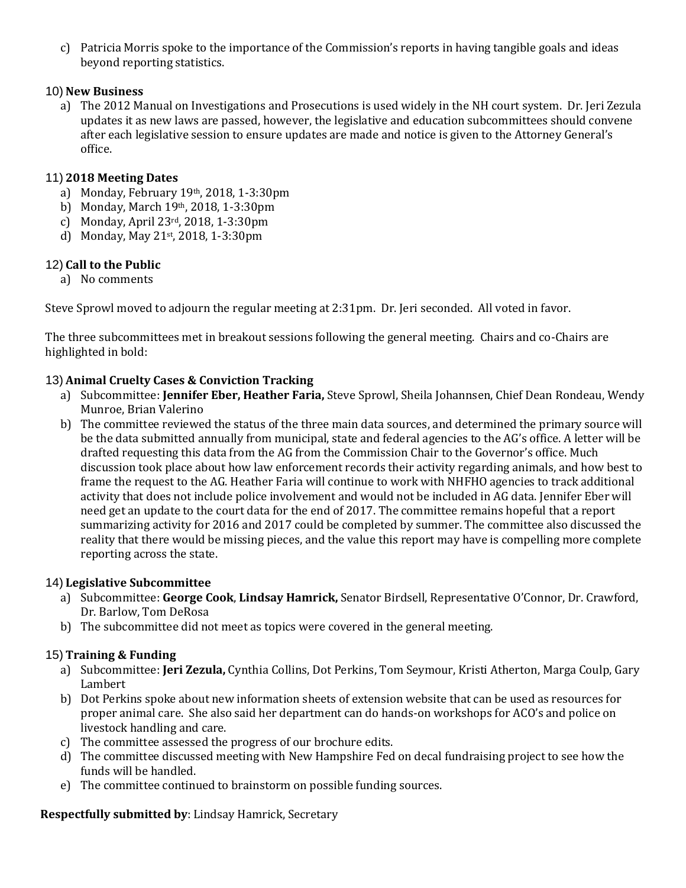c) Patricia Morris spoke to the importance of the Commission's reports in having tangible goals and ideas beyond reporting statistics.

10) **New Business**

a) The 2012 Manual on Investigations and Prosecutions is used widely in the NH court system. Dr. Jeri Zezula updates it as new laws are passed, however, the legislative and education subcommittees should convene after each legislative session to ensure updates are made and notice is given to the Attorney General's office.

11) **2018 Meeting Dates**

a) Monday, February 19th, 2018, 1-3:30pm
b) Monday, March 19th, 2018, 1-3:30pm
c) Monday, April 23rd, 2018, 1-3:30pm
d) Monday, May 21st, 2018, 1-3:30pm

12) **Call to the Public**

a) No comments

Steve Sprowl moved to adjourn the regular meeting at 2:31pm. Dr. Jeri seconded. All voted in favor.

The three subcommittees met in breakout sessions following the general meeting. Chairs and co-Chairs are highlighted in bold:

13) **Animal Cruelty Cases & Conviction Tracking**

a) Subcommittee: **Jennifer Eber, Heather Faria,** Steve Sprowl, Sheila Johannsen, Chief Dean Rondeau, Wendy Munroe, Brian Valerino
b) The committee reviewed the status of the three main data sources, and determined the primary source will be the data submitted annually from municipal, state and federal agencies to the AG's office. A letter will be drafted requesting this data from the AG from the Commission Chair to the Governor's office. Much discussion took place about how law enforcement records their activity regarding animals, and how best to frame the request to the AG. Heather Faria will continue to work with NHFHO agencies to track additional activity that does not include police involvement and would not be included in AG data. Jennifer Eber will need get an update to the court data for the end of 2017. The committee remains hopeful that a report summarizing activity for 2016 and 2017 could be completed by summer. The committee also discussed the reality that there would be missing pieces, and the value this report may have is compelling more complete reporting across the state.

14) **Legislative Subcommittee**

a) Subcommittee: **George Cook**, **Lindsay Hamrick,** Senator Birdsell, Representative O'Connor, Dr. Crawford, Dr. Barlow, Tom DeRosa
b) The subcommittee did not meet as topics were covered in the general meeting.

15) **Training & Funding**

a) Subcommittee: **Jeri Zezula,** Cynthia Collins, Dot Perkins, Tom Seymour, Kristi Atherton, Marga Coulp, Gary Lambert
b) Dot Perkins spoke about new information sheets of extension website that can be used as resources for proper animal care. She also said her department can do hands-on workshops for ACO's and police on livestock handling and care.
c) The committee assessed the progress of our brochure edits.
d) The committee discussed meeting with New Hampshire Fed on decal fundraising project to see how the funds will be handled.
e) The committee continued to brainstorm on possible funding sources.

**Respectfully submitted by**: Lindsay Hamrick, Secretary